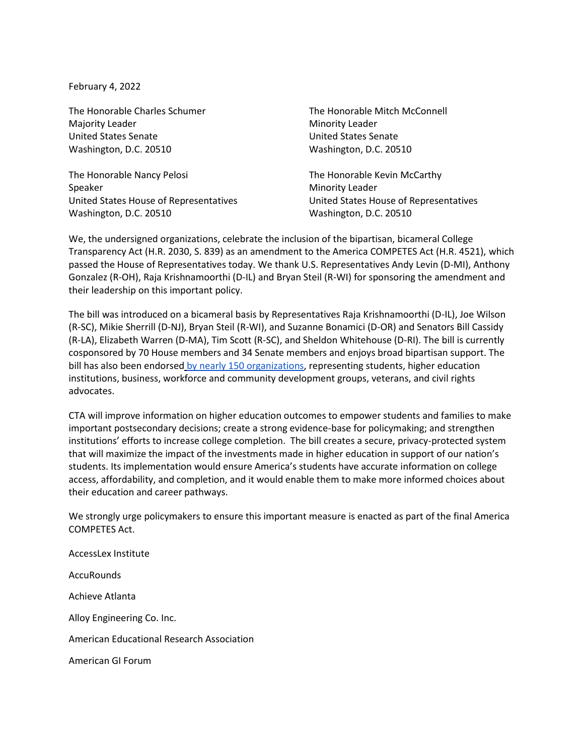February 4, 2022

The Honorable Charles Schumer
Majority Leader
United States Senate
Washington, D.C. 20510

The Honorable Mitch McConnell
Minority Leader
United States Senate
Washington, D.C. 20510

The Honorable Nancy Pelosi
Speaker
United States House of Representatives
Washington, D.C. 20510

The Honorable Kevin McCarthy
Minority Leader
United States House of Representatives
Washington, D.C. 20510

We, the undersigned organizations, celebrate the inclusion of the bipartisan, bicameral College Transparency Act (H.R. 2030, S. 839) as an amendment to the America COMPETES Act (H.R. 4521), which passed the House of Representatives today. We thank U.S. Representatives Andy Levin (D-MI), Anthony Gonzalez (R-OH), Raja Krishnamoorthi (D-IL) and Bryan Steil (R-WI) for sponsoring the amendment and their leadership on this important policy.

The bill was introduced on a bicameral basis by Representatives Raja Krishnamoorthi (D-IL), Joe Wilson (R-SC), Mikie Sherrill (D-NJ), Bryan Steil (R-WI), and Suzanne Bonamici (D-OR) and Senators Bill Cassidy (R-LA), Elizabeth Warren (D-MA), Tim Scott (R-SC), and Sheldon Whitehouse (D-RI). The bill is currently cosponsored by 70 House members and 34 Senate members and enjoys broad bipartisan support. The bill has also been endorsed by nearly 150 organizations, representing students, higher education institutions, business, workforce and community development groups, veterans, and civil rights advocates.

CTA will improve information on higher education outcomes to empower students and families to make important postsecondary decisions; create a strong evidence-base for policymaking; and strengthen institutions' efforts to increase college completion. The bill creates a secure, privacy-protected system that will maximize the impact of the investments made in higher education in support of our nation's students. Its implementation would ensure America's students have accurate information on college access, affordability, and completion, and it would enable them to make more informed choices about their education and career pathways.

We strongly urge policymakers to ensure this important measure is enacted as part of the final America COMPETES Act.

AccessLex Institute

AccuRounds

Achieve Atlanta

Alloy Engineering Co. Inc.

American Educational Research Association

American GI Forum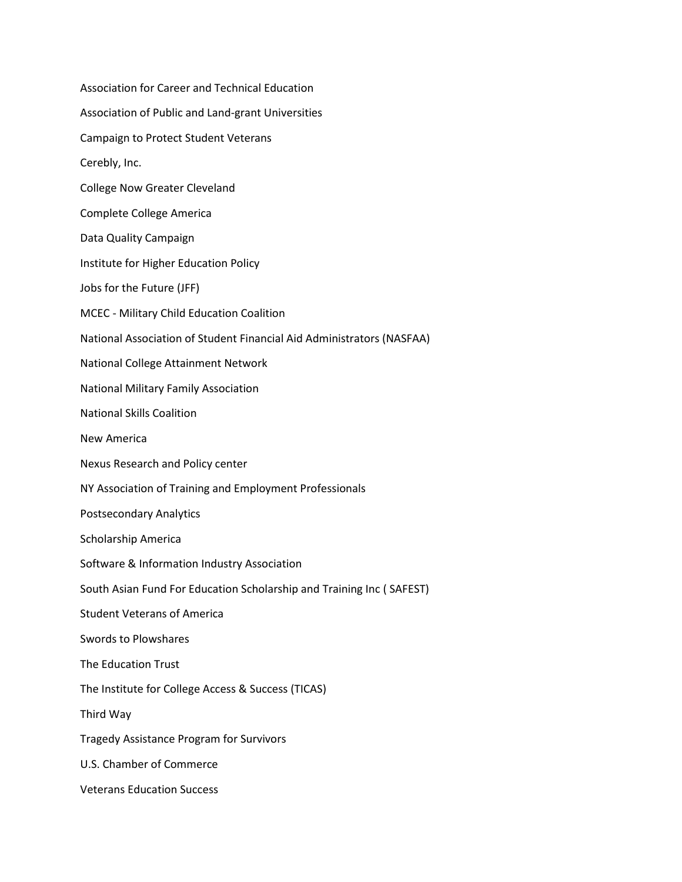Association for Career and Technical Education

Association of Public and Land-grant Universities

Campaign to Protect Student Veterans

Cerebly, Inc.

College Now Greater Cleveland

Complete College America

Data Quality Campaign

Institute for Higher Education Policy

Jobs for the Future (JFF)

MCEC - Military Child Education Coalition

National Association of Student Financial Aid Administrators (NASFAA)

National College Attainment Network

National Military Family Association

National Skills Coalition

New America

Nexus Research and Policy center

NY Association of Training and Employment Professionals

Postsecondary Analytics

Scholarship America

Software & Information Industry Association

South Asian Fund For Education Scholarship and Training Inc ( SAFEST)

Student Veterans of America

Swords to Plowshares

The Education Trust

The Institute for College Access & Success (TICAS)

Third Way

Tragedy Assistance Program for Survivors

U.S. Chamber of Commerce

Veterans Education Success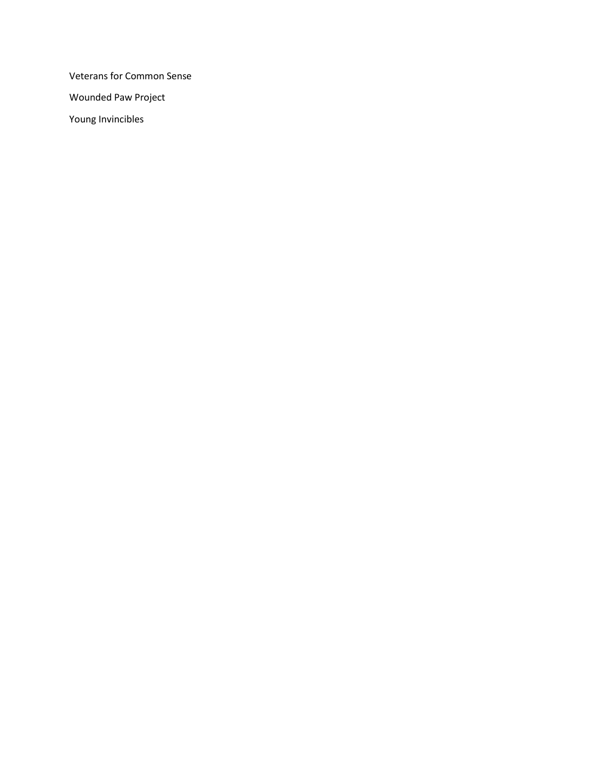Veterans for Common Sense

Wounded Paw Project

Young Invincibles